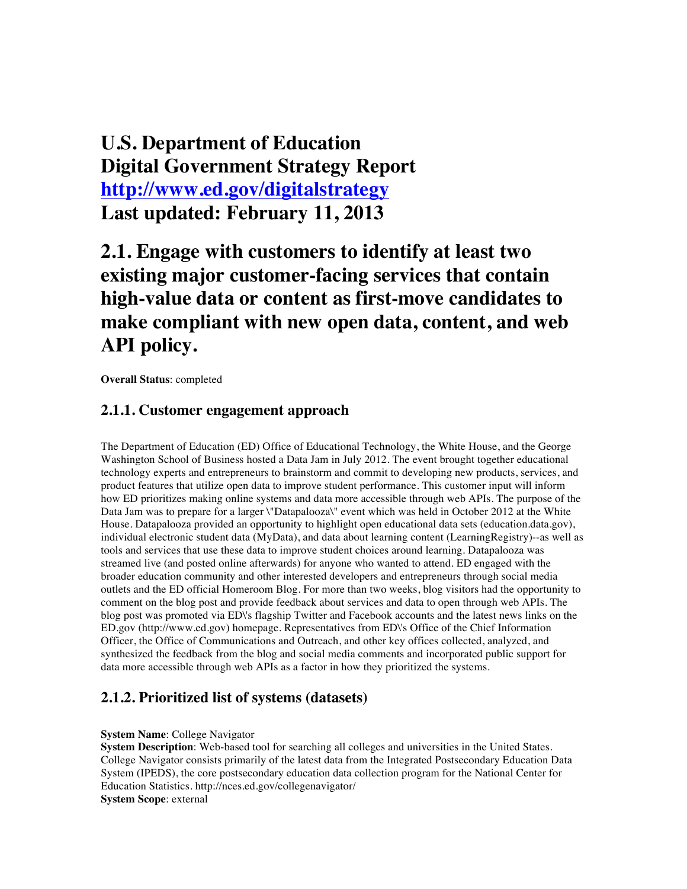# U.S. Department of Education Digital Government Strategy Report [http://www.ed.gov/digitalstrategy](http://www.ed.gov/digitalstrategy) Last updated: February 11, 2013

# 2.1. Engage with customers to identify at least two existing major customer-facing services that contain high-value data or content as first-move candidates to make compliant with new open data, content, and web API policy.

**Overall Status**: completed

## 2.1.1. Customer engagement approach

The Department of Education (ED) Office of Educational Technology, the White House, and the George Washington School of Business hosted a Data Jam in July 2012. The event brought together educational technology experts and entrepreneurs to brainstorm and commit to developing new products, services, and product features that utilize open data to improve student performance. This customer input will inform how ED prioritizes making online systems and data more accessible through web APIs. The purpose of the Data Jam was to prepare for a larger \"Datapalooza\" event which was held in October 2012 at the White House. Datapalooza provided an opportunity to highlight open educational data sets (education.data.gov), individual electronic student data (MyData), and data about learning content (LearningRegistry)--as well as tools and services that use these data to improve student choices around learning. Datapalooza was streamed live (and posted online afterwards) for anyone who wanted to attend. ED engaged with the broader education community and other interested developers and entrepreneurs through social media outlets and the ED official Homeroom Blog. For more than two weeks, blog visitors had the opportunity to comment on the blog post and provide feedback about services and data to open through web APIs. The blog post was promoted via ED\'s flagship Twitter and Facebook accounts and the latest news links on the ED.gov (http://www.ed.gov) homepage. Representatives from ED\'s Office of the Chief Information Officer, the Office of Communications and Outreach, and other key offices collected, analyzed, and synthesized the feedback from the blog and social media comments and incorporated public support for data more accessible through web APIs as a factor in how they prioritized the systems.

## 2.1.2. Prioritized list of systems (datasets)

**System Name**: College Navigator
**System Description**: Web-based tool for searching all colleges and universities in the United States. College Navigator consists primarily of the latest data from the Integrated Postsecondary Education Data System (IPEDS), the core postsecondary education data collection program for the National Center for Education Statistics. http://nces.ed.gov/collegenavigator/
**System Scope**: external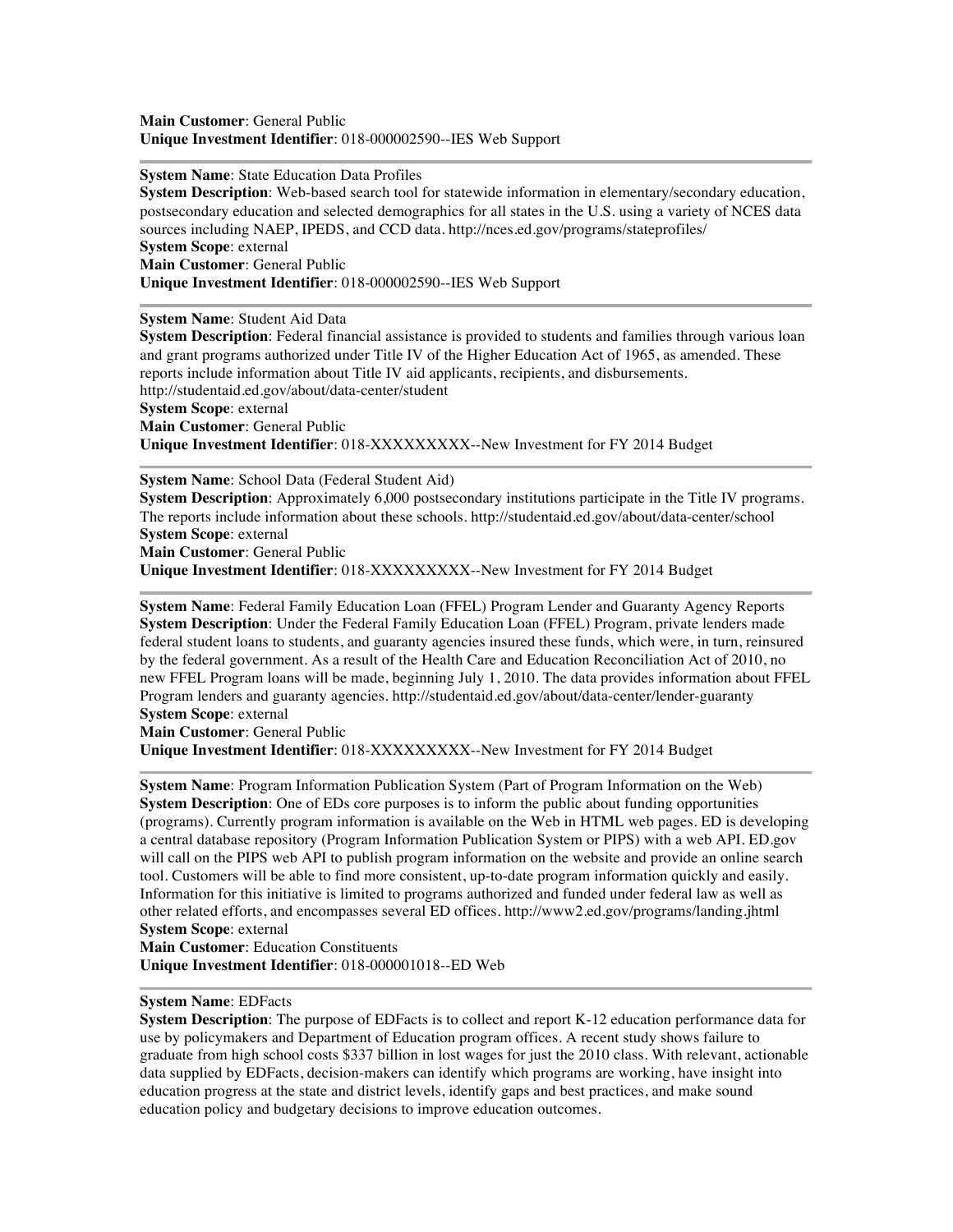**Main Customer**: General Public
**Unique Investment Identifier**: 018-000002590--IES Web Support

---

**System Name**: State Education Data Profiles
**System Description**: Web-based search tool for statewide information in elementary/secondary education, postsecondary education and selected demographics for all states in the U.S. using a variety of NCES data sources including NAEP, IPEDS, and CCD data. http://nces.ed.gov/programs/stateprofiles/
**System Scope**: external
**Main Customer**: General Public
**Unique Investment Identifier**: 018-000002590--IES Web Support

---

**System Name**: Student Aid Data
**System Description**: Federal financial assistance is provided to students and families through various loan and grant programs authorized under Title IV of the Higher Education Act of 1965, as amended. These reports include information about Title IV aid applicants, recipients, and disbursements. http://studentaid.ed.gov/about/data-center/student
**System Scope**: external
**Main Customer**: General Public
**Unique Investment Identifier**: 018-XXXXXXXXX--New Investment for FY 2014 Budget

---

**System Name**: School Data (Federal Student Aid)
**System Description**: Approximately 6,000 postsecondary institutions participate in the Title IV programs. The reports include information about these schools. http://studentaid.ed.gov/about/data-center/school
**System Scope**: external
**Main Customer**: General Public
**Unique Investment Identifier**: 018-XXXXXXXXX--New Investment for FY 2014 Budget

---

**System Name**: Federal Family Education Loan (FFEL) Program Lender and Guaranty Agency Reports
**System Description**: Under the Federal Family Education Loan (FFEL) Program, private lenders made federal student loans to students, and guaranty agencies insured these funds, which were, in turn, reinsured by the federal government. As a result of the Health Care and Education Reconciliation Act of 2010, no new FFEL Program loans will be made, beginning July 1, 2010. The data provides information about FFEL Program lenders and guaranty agencies. http://studentaid.ed.gov/about/data-center/lender-guaranty
**System Scope**: external
**Main Customer**: General Public
**Unique Investment Identifier**: 018-XXXXXXXXX--New Investment for FY 2014 Budget

---

**System Name**: Program Information Publication System (Part of Program Information on the Web)
**System Description**: One of EDs core purposes is to inform the public about funding opportunities (programs). Currently program information is available on the Web in HTML web pages. ED is developing a central database repository (Program Information Publication System or PIPS) with a web API. ED.gov will call on the PIPS web API to publish program information on the website and provide an online search tool. Customers will be able to find more consistent, up-to-date program information quickly and easily. Information for this initiative is limited to programs authorized and funded under federal law as well as other related efforts, and encompasses several ED offices. http://www2.ed.gov/programs/landing.jhtml
**System Scope**: external
**Main Customer**: Education Constituents
**Unique Investment Identifier**: 018-000001018--ED Web

---

**System Name**: EDFacts
**System Description**: The purpose of EDFacts is to collect and report K-12 education performance data for use by policymakers and Department of Education program offices. A recent study shows failure to graduate from high school costs $337 billion in lost wages for just the 2010 class. With relevant, actionable data supplied by EDFacts, decision-makers can identify which programs are working, have insight into education progress at the state and district levels, identify gaps and best practices, and make sound education policy and budgetary decisions to improve education outcomes.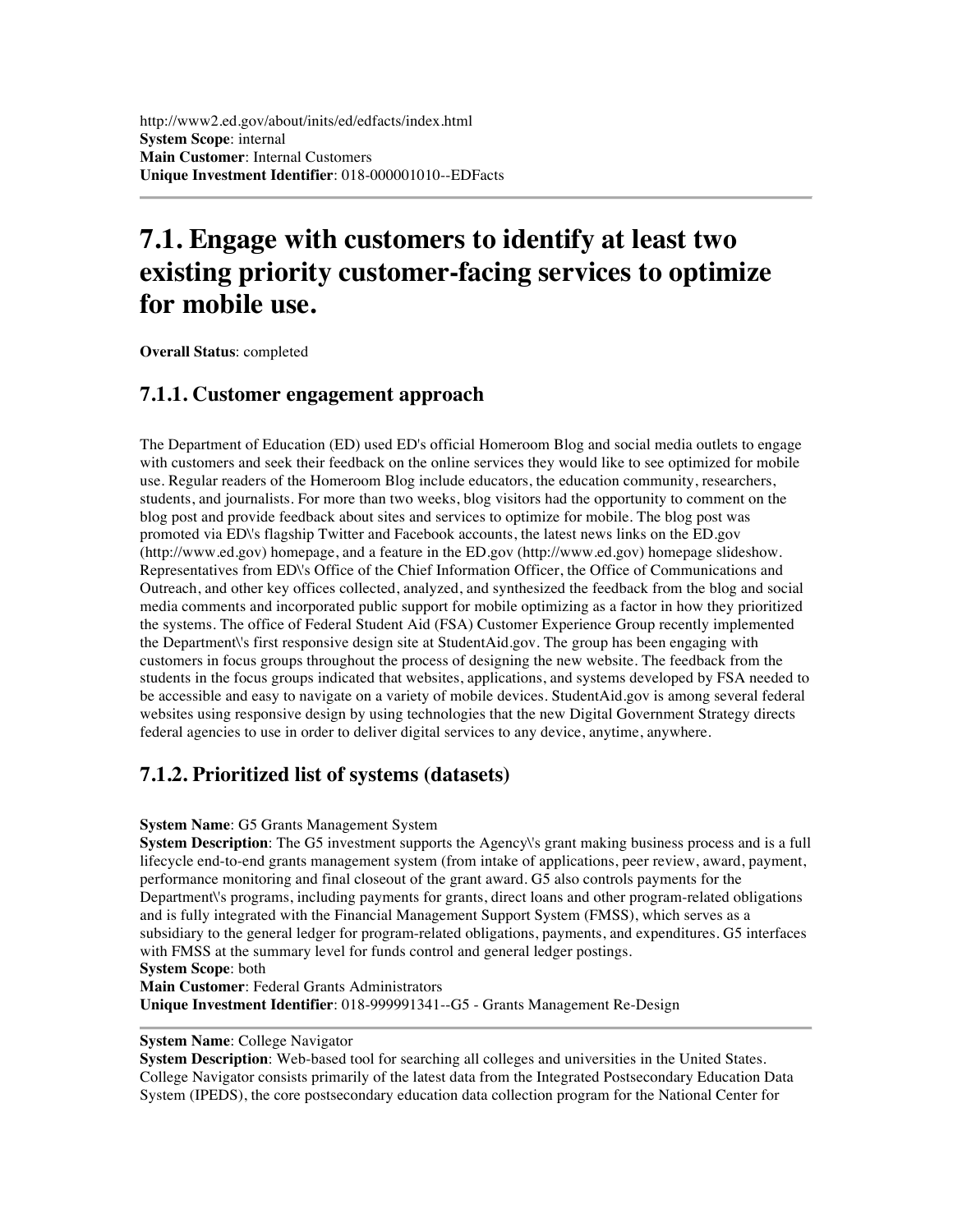http://www2.ed.gov/about/inits/ed/edfacts/index.html
**System Scope**: internal
**Main Customer**: Internal Customers
**Unique Investment Identifier**: 018-000001010--EDFacts

---

# 7.1. Engage with customers to identify at least two existing priority customer-facing services to optimize for mobile use.

**Overall Status**: completed

## 7.1.1. Customer engagement approach

The Department of Education (ED) used ED's official Homeroom Blog and social media outlets to engage with customers and seek their feedback on the online services they would like to see optimized for mobile use. Regular readers of the Homeroom Blog include educators, the education community, researchers, students, and journalists. For more than two weeks, blog visitors had the opportunity to comment on the blog post and provide feedback about sites and services to optimize for mobile. The blog post was promoted via ED\'s flagship Twitter and Facebook accounts, the latest news links on the ED.gov (http://www.ed.gov) homepage, and a feature in the ED.gov (http://www.ed.gov) homepage slideshow. Representatives from ED\'s Office of the Chief Information Officer, the Office of Communications and Outreach, and other key offices collected, analyzed, and synthesized the feedback from the blog and social media comments and incorporated public support for mobile optimizing as a factor in how they prioritized the systems. The office of Federal Student Aid (FSA) Customer Experience Group recently implemented the Department\'s first responsive design site at StudentAid.gov. The group has been engaging with customers in focus groups throughout the process of designing the new website. The feedback from the students in the focus groups indicated that websites, applications, and systems developed by FSA needed to be accessible and easy to navigate on a variety of mobile devices. StudentAid.gov is among several federal websites using responsive design by using technologies that the new Digital Government Strategy directs federal agencies to use in order to deliver digital services to any device, anytime, anywhere.

## 7.1.2. Prioritized list of systems (datasets)

**System Name**: G5 Grants Management System
**System Description**: The G5 investment supports the Agency\'s grant making business process and is a full lifecycle end-to-end grants management system (from intake of applications, peer review, award, payment, performance monitoring and final closeout of the grant award. G5 also controls payments for the Department\'s programs, including payments for grants, direct loans and other program-related obligations and is fully integrated with the Financial Management Support System (FMSS), which serves as a subsidiary to the general ledger for program-related obligations, payments, and expenditures. G5 interfaces with FMSS at the summary level for funds control and general ledger postings.
**System Scope**: both
**Main Customer**: Federal Grants Administrators
**Unique Investment Identifier**: 018-999991341--G5 - Grants Management Re-Design

---

**System Name**: College Navigator
**System Description**: Web-based tool for searching all colleges and universities in the United States. College Navigator consists primarily of the latest data from the Integrated Postsecondary Education Data System (IPEDS), the core postsecondary education data collection program for the National Center for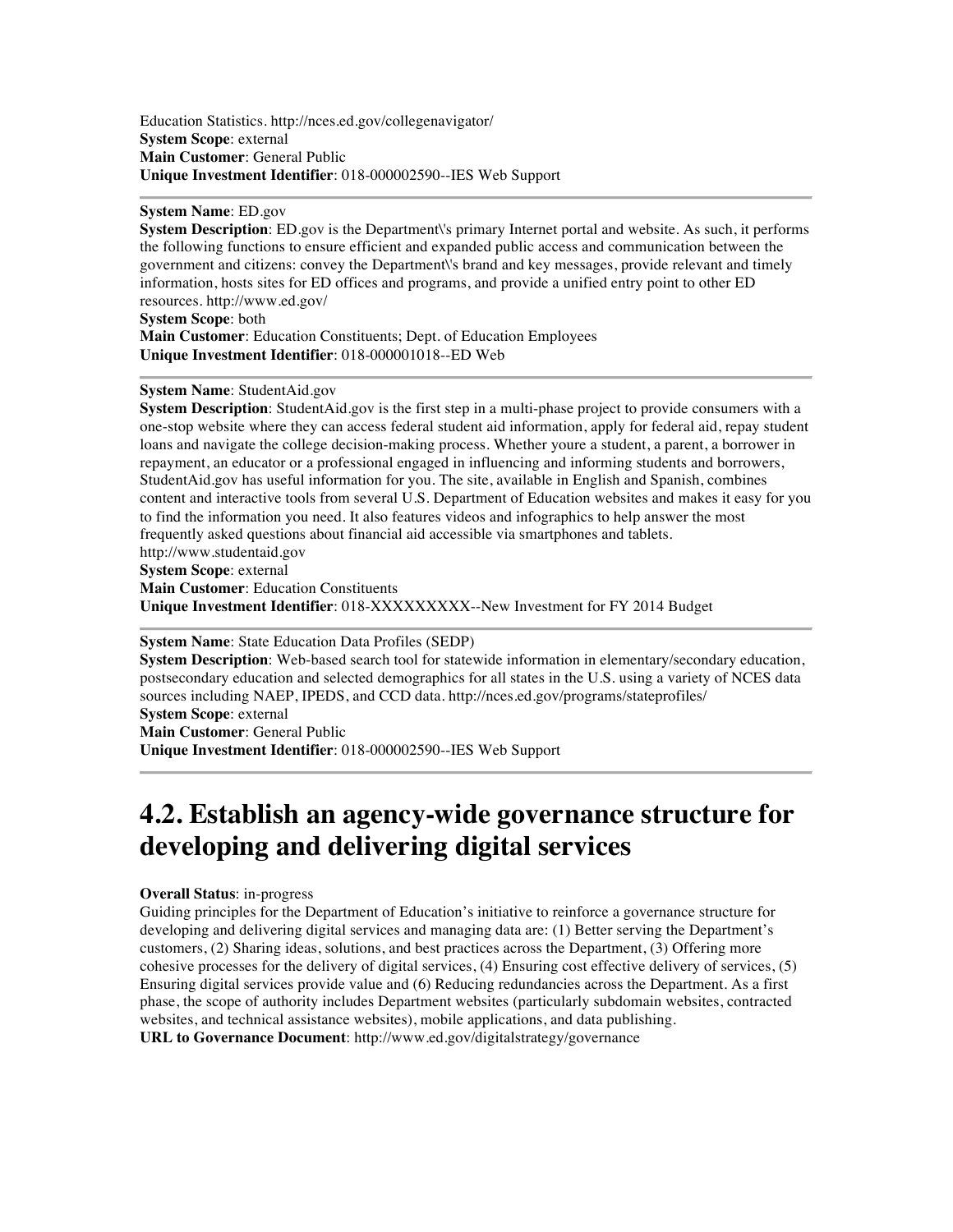Education Statistics. http://nces.ed.gov/collegenavigator/
**System Scope**: external
**Main Customer**: General Public
**Unique Investment Identifier**: 018-000002590--IES Web Support

---

**System Name**: ED.gov
**System Description**: ED.gov is the Department\\'s primary Internet portal and website. As such, it performs the following functions to ensure efficient and expanded public access and communication between the government and citizens: convey the Department\\'s brand and key messages, provide relevant and timely information, hosts sites for ED offices and programs, and provide a unified entry point to other ED resources. http://www.ed.gov/
**System Scope**: both
**Main Customer**: Education Constituents; Dept. of Education Employees
**Unique Investment Identifier**: 018-000001018--ED Web

---

**System Name**: StudentAid.gov
**System Description**: StudentAid.gov is the first step in a multi-phase project to provide consumers with a one-stop website where they can access federal student aid information, apply for federal aid, repay student loans and navigate the college decision-making process. Whether youre a student, a parent, a borrower in repayment, an educator or a professional engaged in influencing and informing students and borrowers, StudentAid.gov has useful information for you. The site, available in English and Spanish, combines content and interactive tools from several U.S. Department of Education websites and makes it easy for you to find the information you need. It also features videos and infographics to help answer the most frequently asked questions about financial aid accessible via smartphones and tablets. http://www.studentaid.gov
**System Scope**: external
**Main Customer**: Education Constituents
**Unique Investment Identifier**: 018-XXXXXXXXX--New Investment for FY 2014 Budget

---

**System Name**: State Education Data Profiles (SEDP)
**System Description**: Web-based search tool for statewide information in elementary/secondary education, postsecondary education and selected demographics for all states in the U.S. using a variety of NCES data sources including NAEP, IPEDS, and CCD data. http://nces.ed.gov/programs/stateprofiles/
**System Scope**: external
**Main Customer**: General Public
**Unique Investment Identifier**: 018-000002590--IES Web Support

---

# 4.2. Establish an agency-wide governance structure for developing and delivering digital services

**Overall Status**: in-progress
Guiding principles for the Department of Education's initiative to reinforce a governance structure for developing and delivering digital services and managing data are: (1) Better serving the Department's customers, (2) Sharing ideas, solutions, and best practices across the Department, (3) Offering more cohesive processes for the delivery of digital services, (4) Ensuring cost effective delivery of services, (5) Ensuring digital services provide value and (6) Reducing redundancies across the Department. As a first phase, the scope of authority includes Department websites (particularly subdomain websites, contracted websites, and technical assistance websites), mobile applications, and data publishing.
**URL to Governance Document**: http://www.ed.gov/digitalstrategy/governance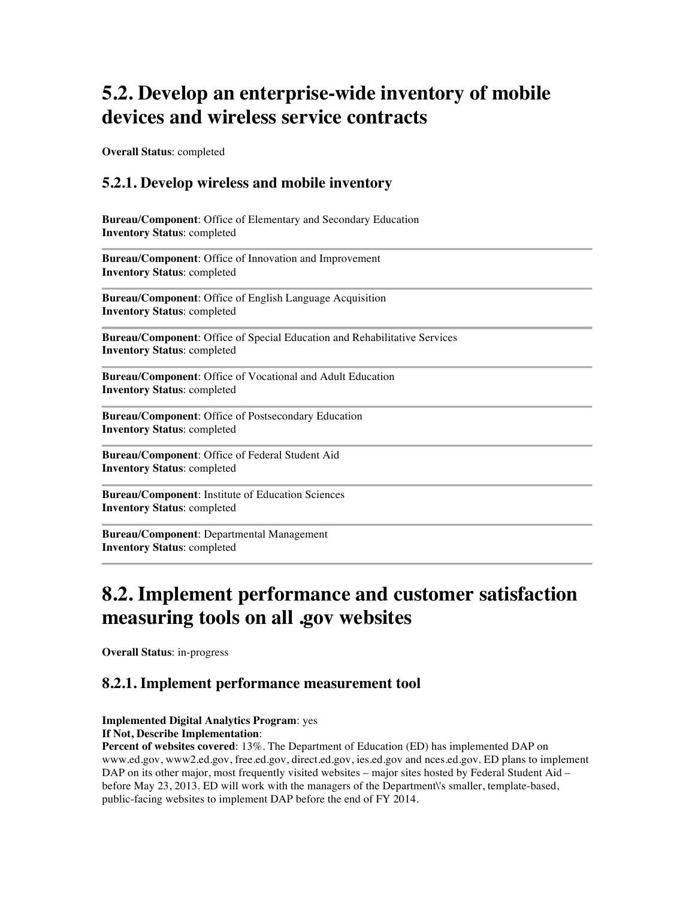# 5.2. Develop an enterprise-wide inventory of mobile devices and wireless service contracts

**Overall Status**: completed

## 5.2.1. Develop wireless and mobile inventory

**Bureau/Component**: Office of Elementary and Secondary Education
**Inventory Status**: completed

---

**Bureau/Component**: Office of Innovation and Improvement
**Inventory Status**: completed

---

**Bureau/Component**: Office of English Language Acquisition
**Inventory Status**: completed

---

**Bureau/Component**: Office of Special Education and Rehabilitative Services
**Inventory Status**: completed

---

**Bureau/Component**: Office of Vocational and Adult Education
**Inventory Status**: completed

---

**Bureau/Component**: Office of Postsecondary Education
**Inventory Status**: completed

---

**Bureau/Component**: Office of Federal Student Aid
**Inventory Status**: completed

---

**Bureau/Component**: Institute of Education Sciences
**Inventory Status**: completed

---

**Bureau/Component**: Departmental Management
**Inventory Status**: completed

---

# 8.2. Implement performance and customer satisfaction measuring tools on all .gov websites

**Overall Status**: in-progress

## 8.2.1. Implement performance measurement tool

**Implemented Digital Analytics Program**: yes
**If Not, Describe Implementation**:
**Percent of websites covered**: 13%. The Department of Education (ED) has implemented DAP on www.ed.gov, www2.ed.gov, free.ed.gov, direct.ed.gov, ies.ed.gov and nces.ed.gov. ED plans to implement DAP on its other major, most frequently visited websites – major sites hosted by Federal Student Aid – before May 23, 2013. ED will work with the managers of the Department\'s smaller, template-based, public-facing websites to implement DAP before the end of FY 2014.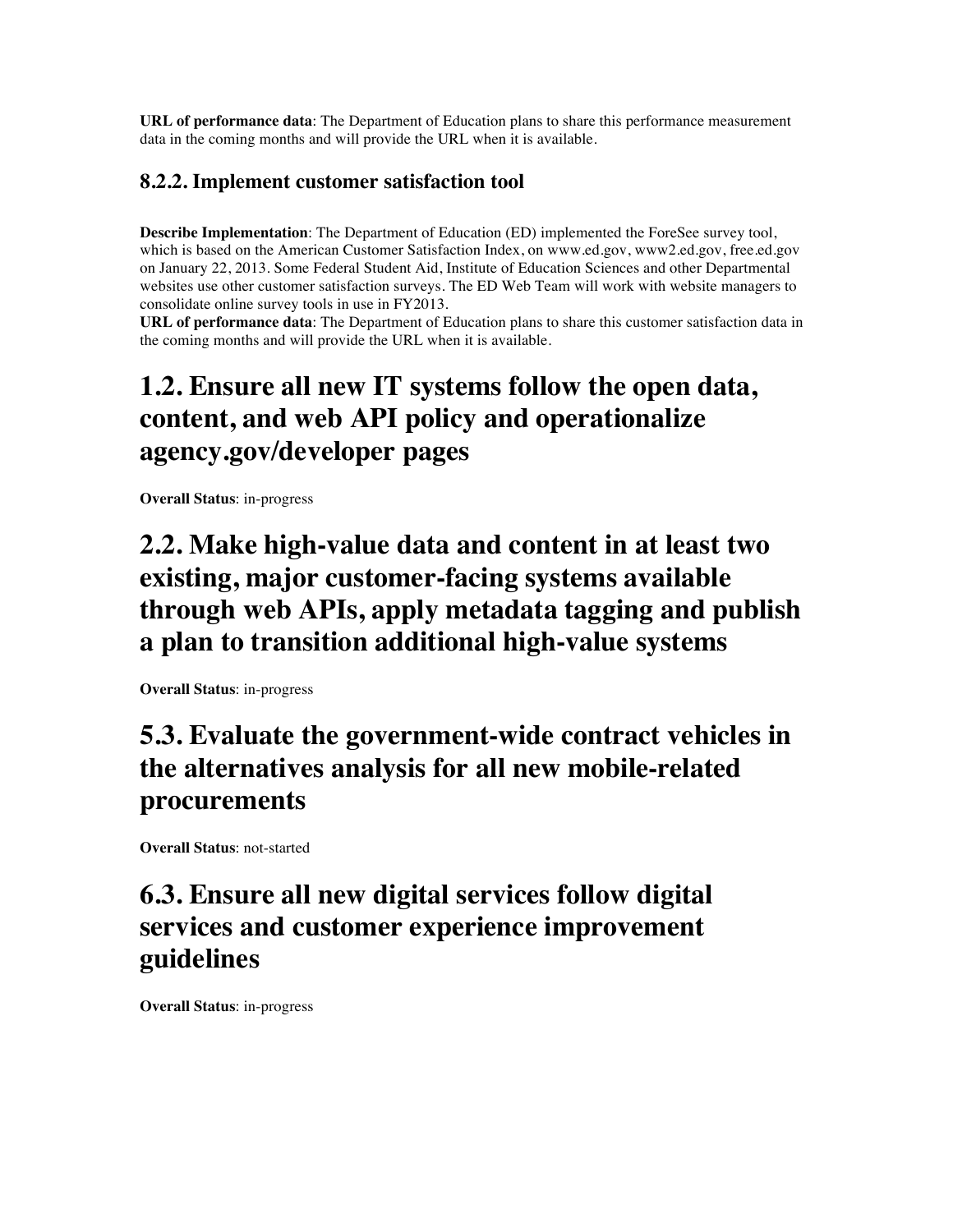**URL of performance data**: The Department of Education plans to share this performance measurement data in the coming months and will provide the URL when it is available.

### 8.2.2. Implement customer satisfaction tool

**Describe Implementation**: The Department of Education (ED) implemented the ForeSee survey tool, which is based on the American Customer Satisfaction Index, on www.ed.gov, www2.ed.gov, free.ed.gov on January 22, 2013. Some Federal Student Aid, Institute of Education Sciences and other Departmental websites use other customer satisfaction surveys. The ED Web Team will work with website managers to consolidate online survey tools in use in FY2013.
**URL of performance data**: The Department of Education plans to share this customer satisfaction data in the coming months and will provide the URL when it is available.

# 1.2. Ensure all new IT systems follow the open data, content, and web API policy and operationalize agency.gov/developer pages

**Overall Status**: in-progress

# 2.2. Make high-value data and content in at least two existing, major customer-facing systems available through web APIs, apply metadata tagging and publish a plan to transition additional high-value systems

**Overall Status**: in-progress

# 5.3. Evaluate the government-wide contract vehicles in the alternatives analysis for all new mobile-related procurements

**Overall Status**: not-started

# 6.3. Ensure all new digital services follow digital services and customer experience improvement guidelines

**Overall Status**: in-progress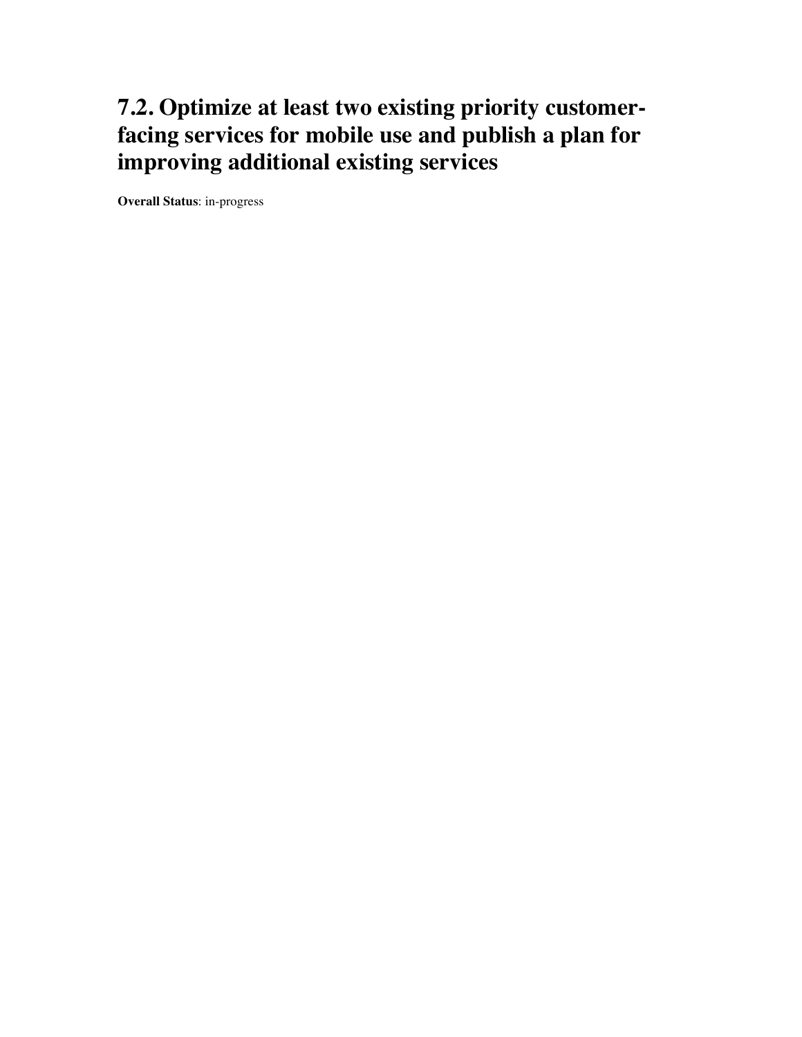# 7.2. Optimize at least two existing priority customer-facing services for mobile use and publish a plan for improving additional existing services

**Overall Status**: in-progress